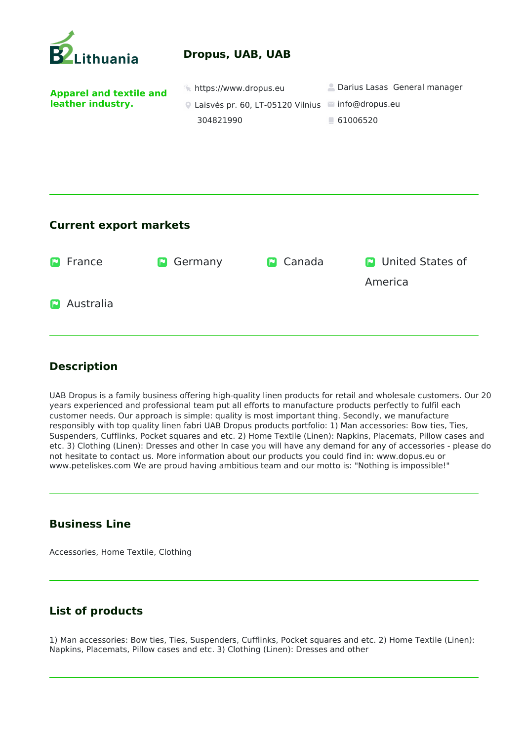# Dropus, UAB, UAB

**Apparel and textile and leather industry.**

https://www.dropus.eu

Laisvės pr. 60, LT-05120 Vilnius

304821990

Darius Lasas General manager

info@dropus.eu

61006520

## Current export markets

- France
- Germany
- Canada
- United States of America
- Australia

## Description

UAB Dropus is a family business offering high-quality linen products for retail and wholesale customers. Our 20 years experienced and professional team put all efforts to manufacture products perfectly to fulfil each customer needs. Our approach is simple: quality is most important thing. Secondly, we manufacture responsibly with top quality linen fabri UAB Dropus products portfolio: 1) Man accessories: Bow ties, Ties, Suspenders, Cufflinks, Pocket squares and etc. 2) Home Textile (Linen): Napkins, Placemats, Pillow cases and etc. 3) Clothing (Linen): Dresses and other In case you will have any demand for any of accessories - please do not hesitate to contact us. More information about our products you could find in: www.dopus.eu or www.peteliskes.com We are proud having ambitious team and our motto is: "Nothing is impossible!"

## Business Line

Accessories, Home Textile, Clothing

## List of products

1) Man accessories: Bow ties, Ties, Suspenders, Cufflinks, Pocket squares and etc. 2) Home Textile (Linen): Napkins, Placemats, Pillow cases and etc. 3) Clothing (Linen): Dresses and other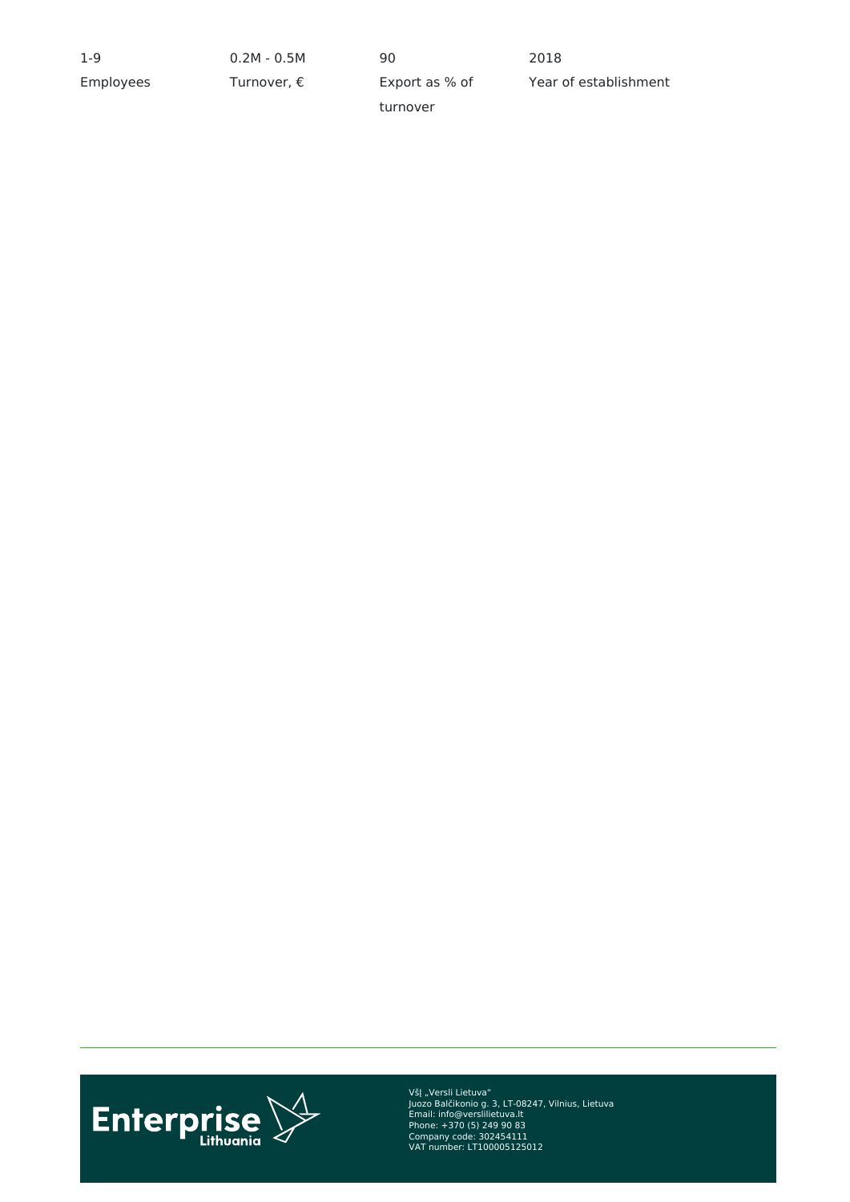| | | | |
|---|---|---|---|
| 1-9 | 0.2M - 0.5M | 90 | 2018 |
| Employees | Turnover, € | Export as % of turnover | Year of establishment |

Enterprise Lithuania

VšĮ „Versli Lietuva"
Juozo Balčikonio g. 3, LT-08247, Vilnius, Lietuva
Email: info@verslilietuva.lt
Phone: +370 (5) 249 90 83
Company code: 302454111
VAT number: LT100005125012